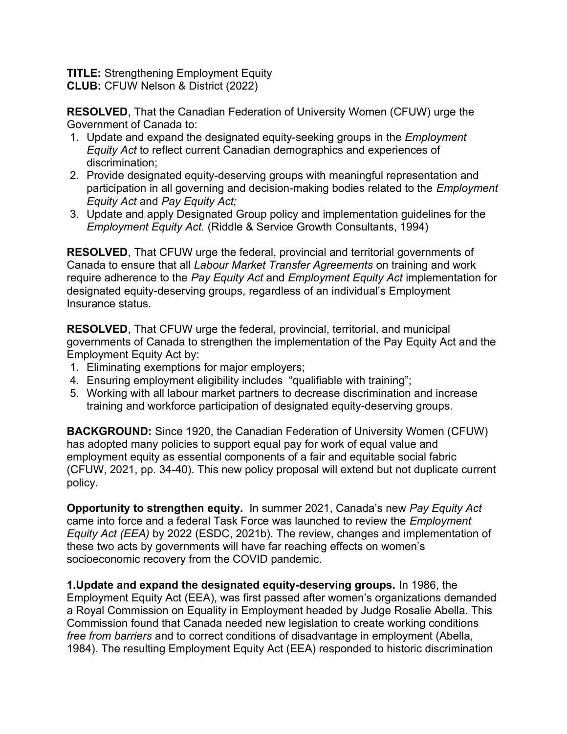**TITLE:** Strengthening Employment Equity
**CLUB:** CFUW Nelson & District (2022)

**RESOLVED**, That the Canadian Federation of University Women (CFUW) urge the Government of Canada to:

1. Update and expand the designated equity-seeking groups in the *Employment Equity Act* to reflect current Canadian demographics and experiences of discrimination;
2. Provide designated equity-deserving groups with meaningful representation and participation in all governing and decision-making bodies related to the *Employment Equity Act* and *Pay Equity Act;*
3. Update and apply Designated Group policy and implementation guidelines for the *Employment Equity Act.* (Riddle & Service Growth Consultants, 1994)

**RESOLVED**, That CFUW urge the federal, provincial and territorial governments of Canada to ensure that all *Labour Market Transfer Agreements* on training and work require adherence to the *Pay Equity Act* and *Employment Equity Act* implementation for designated equity-deserving groups*,* regardless of an individual's Employment Insurance status.

**RESOLVED**, That CFUW urge the federal, provincial, territorial, and municipal governments of Canada to strengthen the implementation of the Pay Equity Act and the Employment Equity Act by:

1. Eliminating exemptions for major employers;
4. Ensuring employment eligibility includes "qualifiable with training";
5. Working with all labour market partners to decrease discrimination and increase training and workforce participation of designated equity-deserving groups.

**BACKGROUND:** Since 1920, the Canadian Federation of University Women (CFUW) has adopted many policies to support equal pay for work of equal value and employment equity as essential components of a fair and equitable social fabric (CFUW, 2021, pp. 34-40). This new policy proposal will extend but not duplicate current policy.

**Opportunity to strengthen equity.** In summer 2021, Canada's new *Pay Equity Act* came into force and a federal Task Force was launched to review the *Employment Equity Act (EEA)* by 2022 (ESDC, 2021b). The review, changes and implementation of these two acts by governments will have far reaching effects on women's socioeconomic recovery from the COVID pandemic.

**1.Update and expand the designated equity-deserving groups.** In 1986, the Employment Equity Act (EEA), was first passed after women's organizations demanded a Royal Commission on Equality in Employment headed by Judge Rosalie Abella. This Commission found that Canada needed new legislation to create working conditions *free from barriers* and to correct conditions of disadvantage in employment (Abella, 1984). The resulting Employment Equity Act (EEA) responded to historic discrimination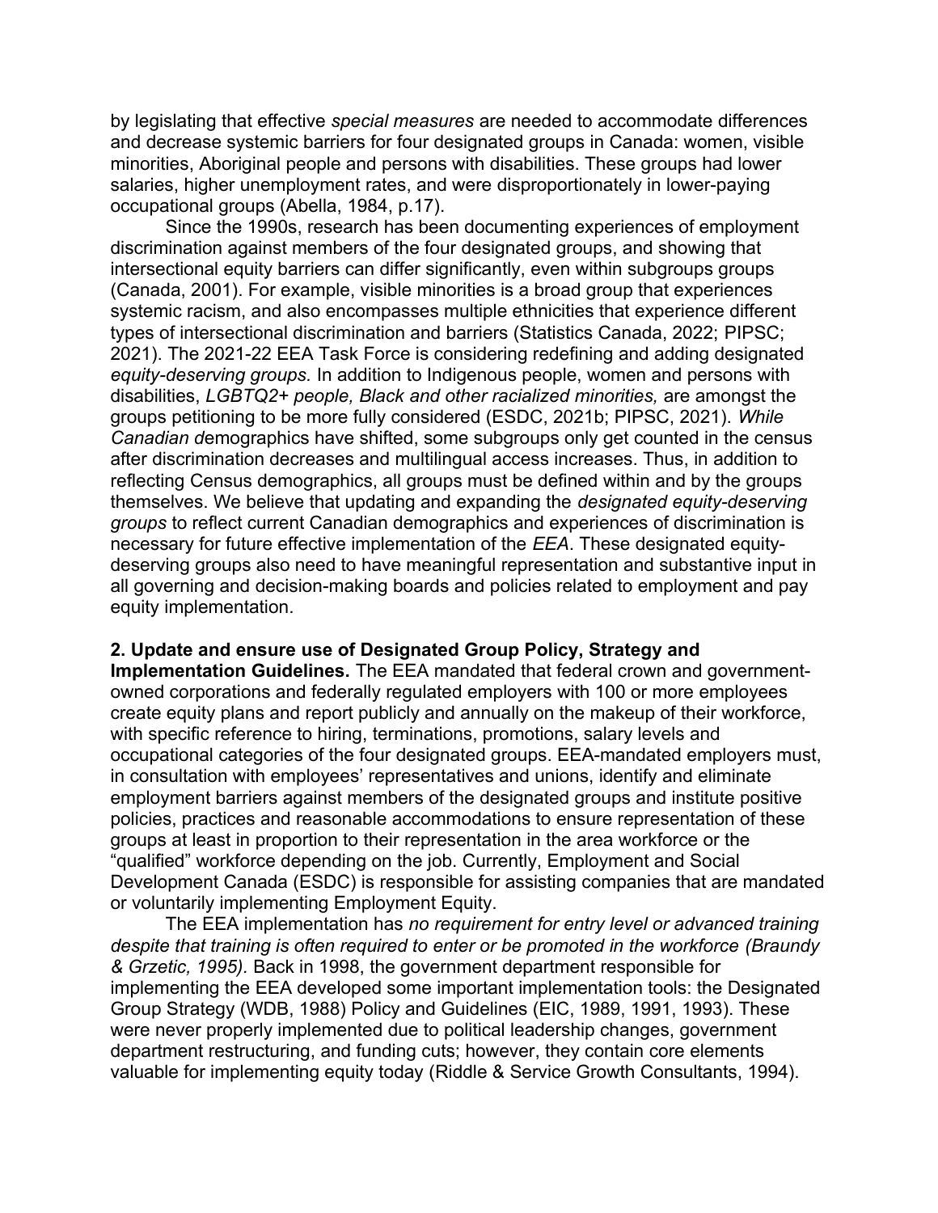by legislating that effective *special measures* are needed to accommodate differences and decrease systemic barriers for four designated groups in Canada: women, visible minorities, Aboriginal people and persons with disabilities. These groups had lower salaries, higher unemployment rates, and were disproportionately in lower-paying occupational groups (Abella, 1984, p.17).

Since the 1990s, research has been documenting experiences of employment discrimination against members of the four designated groups, and showing that intersectional equity barriers can differ significantly, even within subgroups groups (Canada, 2001). For example, visible minorities is a broad group that experiences systemic racism, and also encompasses multiple ethnicities that experience different types of intersectional discrimination and barriers (Statistics Canada, 2022; PIPSC; 2021). The 2021-22 EEA Task Force is considering redefining and adding designated *equity-deserving groups.* In addition to Indigenous people, women and persons with disabilities, *LGBTQ2+ people, Black and other racialized minorities,* are amongst the groups petitioning to be more fully considered (ESDC, 2021b; PIPSC, 2021). *While Canadian d*emographics have shifted, some subgroups only get counted in the census after discrimination decreases and multilingual access increases. Thus, in addition to reflecting Census demographics, all groups must be defined within and by the groups themselves. We believe that updating and expanding the *designated equity-deserving groups* to reflect current Canadian demographics and experiences of discrimination is necessary for future effective implementation of the *EEA*. These designated equity-deserving groups also need to have meaningful representation and substantive input in all governing and decision-making boards and policies related to employment and pay equity implementation.

**2. Update and ensure use of Designated Group Policy, Strategy and Implementation Guidelines.** The EEA mandated that federal crown and government-owned corporations and federally regulated employers with 100 or more employees create equity plans and report publicly and annually on the makeup of their workforce, with specific reference to hiring, terminations, promotions, salary levels and occupational categories of the four designated groups. EEA-mandated employers must, in consultation with employees' representatives and unions, identify and eliminate employment barriers against members of the designated groups and institute positive policies, practices and reasonable accommodations to ensure representation of these groups at least in proportion to their representation in the area workforce or the "qualified" workforce depending on the job. Currently, Employment and Social Development Canada (ESDC) is responsible for assisting companies that are mandated or voluntarily implementing Employment Equity.

The EEA implementation has *no requirement for entry level or advanced training despite that training is often required to enter or be promoted in the workforce (Braundy & Grzetic, 1995).* Back in 1998, the government department responsible for implementing the EEA developed some important implementation tools: the Designated Group Strategy (WDB, 1988) Policy and Guidelines (EIC, 1989, 1991, 1993). These were never properly implemented due to political leadership changes, government department restructuring, and funding cuts; however, they contain core elements valuable for implementing equity today (Riddle & Service Growth Consultants, 1994).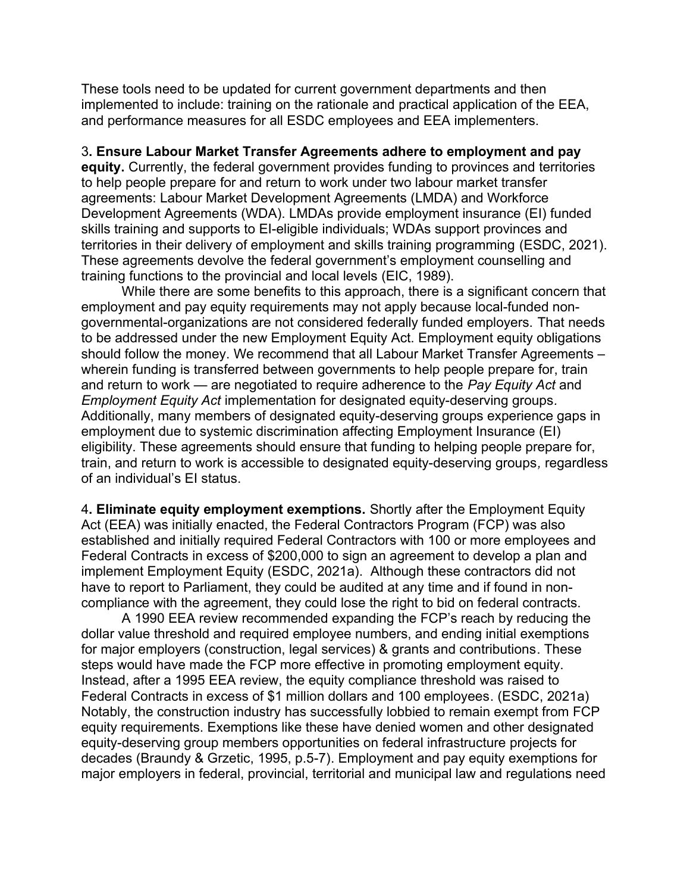These tools need to be updated for current government departments and then implemented to include: training on the rationale and practical application of the EEA, and performance measures for all ESDC employees and EEA implementers.

3**. Ensure Labour Market Transfer Agreements adhere to employment and pay equity.** Currently, the federal government provides funding to provinces and territories to help people prepare for and return to work under two labour market transfer agreements: Labour Market Development Agreements (LMDA) and Workforce Development Agreements (WDA). LMDAs provide employment insurance (EI) funded skills training and supports to EI-eligible individuals; WDAs support provinces and territories in their delivery of employment and skills training programming (ESDC, 2021). These agreements devolve the federal government's employment counselling and training functions to the provincial and local levels (EIC, 1989).

While there are some benefits to this approach, there is a significant concern that employment and pay equity requirements may not apply because local-funded non-governmental-organizations are not considered federally funded employers. That needs to be addressed under the new Employment Equity Act. Employment equity obligations should follow the money. We recommend that all Labour Market Transfer Agreements – wherein funding is transferred between governments to help people prepare for, train and return to work — are negotiated to require adherence to the *Pay Equity Act* and *Employment Equity Act* implementation for designated equity-deserving groups. Additionally, many members of designated equity-deserving groups experience gaps in employment due to systemic discrimination affecting Employment Insurance (EI) eligibility. These agreements should ensure that funding to helping people prepare for, train, and return to work is accessible to designated equity-deserving groups, regardless of an individual's EI status.

4**. Eliminate equity employment exemptions.** Shortly after the Employment Equity Act (EEA) was initially enacted, the Federal Contractors Program (FCP) was also established and initially required Federal Contractors with 100 or more employees and Federal Contracts in excess of $200,000 to sign an agreement to develop a plan and implement Employment Equity (ESDC, 2021a). Although these contractors did not have to report to Parliament, they could be audited at any time and if found in non-compliance with the agreement, they could lose the right to bid on federal contracts.

A 1990 EEA review recommended expanding the FCP's reach by reducing the dollar value threshold and required employee numbers, and ending initial exemptions for major employers (construction, legal services) & grants and contributions. These steps would have made the FCP more effective in promoting employment equity. Instead, after a 1995 EEA review, the equity compliance threshold was raised to Federal Contracts in excess of $1 million dollars and 100 employees. (ESDC, 2021a) Notably, the construction industry has successfully lobbied to remain exempt from FCP equity requirements. Exemptions like these have denied women and other designated equity-deserving group members opportunities on federal infrastructure projects for decades (Braundy & Grzetic, 1995, p.5-7). Employment and pay equity exemptions for major employers in federal, provincial, territorial and municipal law and regulations need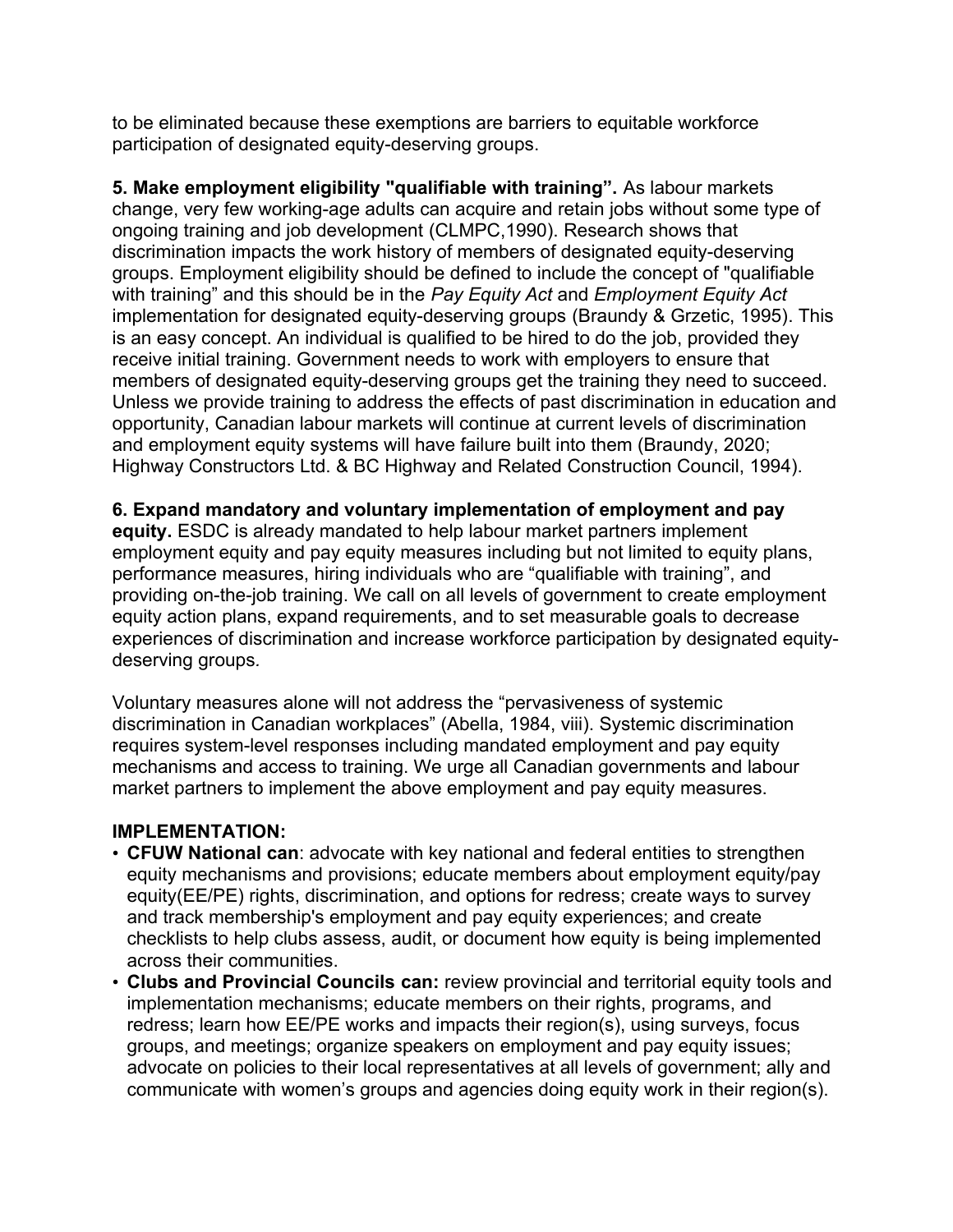to be eliminated because these exemptions are barriers to equitable workforce participation of designated equity-deserving groups.

**5. Make employment eligibility "qualifiable with training”.** As labour markets change, very few working-age adults can acquire and retain jobs without some type of ongoing training and job development (CLMPC,1990). Research shows that discrimination impacts the work history of members of designated equity-deserving groups. Employment eligibility should be defined to include the concept of "qualifiable with training” and this should be in the *Pay Equity Act* and *Employment Equity Act* implementation for designated equity-deserving groups (Braundy & Grzetic, 1995). This is an easy concept. An individual is qualified to be hired to do the job, provided they receive initial training. Government needs to work with employers to ensure that members of designated equity-deserving groups get the training they need to succeed. Unless we provide training to address the effects of past discrimination in education and opportunity, Canadian labour markets will continue at current levels of discrimination and employment equity systems will have failure built into them (Braundy, 2020; Highway Constructors Ltd. & BC Highway and Related Construction Council, 1994).

**6. Expand mandatory and voluntary implementation of employment and pay equity.** ESDC is already mandated to help labour market partners implement employment equity and pay equity measures including but not limited to equity plans, performance measures, hiring individuals who are “qualifiable with training”, and providing on-the-job training. We call on all levels of government to create employment equity action plans, expand requirements, and to set measurable goals to decrease experiences of discrimination and increase workforce participation by designated equity-deserving groups.

Voluntary measures alone will not address the “pervasiveness of systemic discrimination in Canadian workplaces” (Abella, 1984, viii). Systemic discrimination requires system-level responses including mandated employment and pay equity mechanisms and access to training. We urge all Canadian governments and labour market partners to implement the above employment and pay equity measures.

**IMPLEMENTATION:**

- **CFUW National can**: advocate with key national and federal entities to strengthen equity mechanisms and provisions; educate members about employment equity/pay equity(EE/PE) rights, discrimination, and options for redress; create ways to survey and track membership's employment and pay equity experiences; and create checklists to help clubs assess, audit, or document how equity is being implemented across their communities.
- **Clubs and Provincial Councils can:** review provincial and territorial equity tools and implementation mechanisms; educate members on their rights, programs, and redress; learn how EE/PE works and impacts their region(s), using surveys, focus groups, and meetings; organize speakers on employment and pay equity issues; advocate on policies to their local representatives at all levels of government; ally and communicate with women’s groups and agencies doing equity work in their region(s).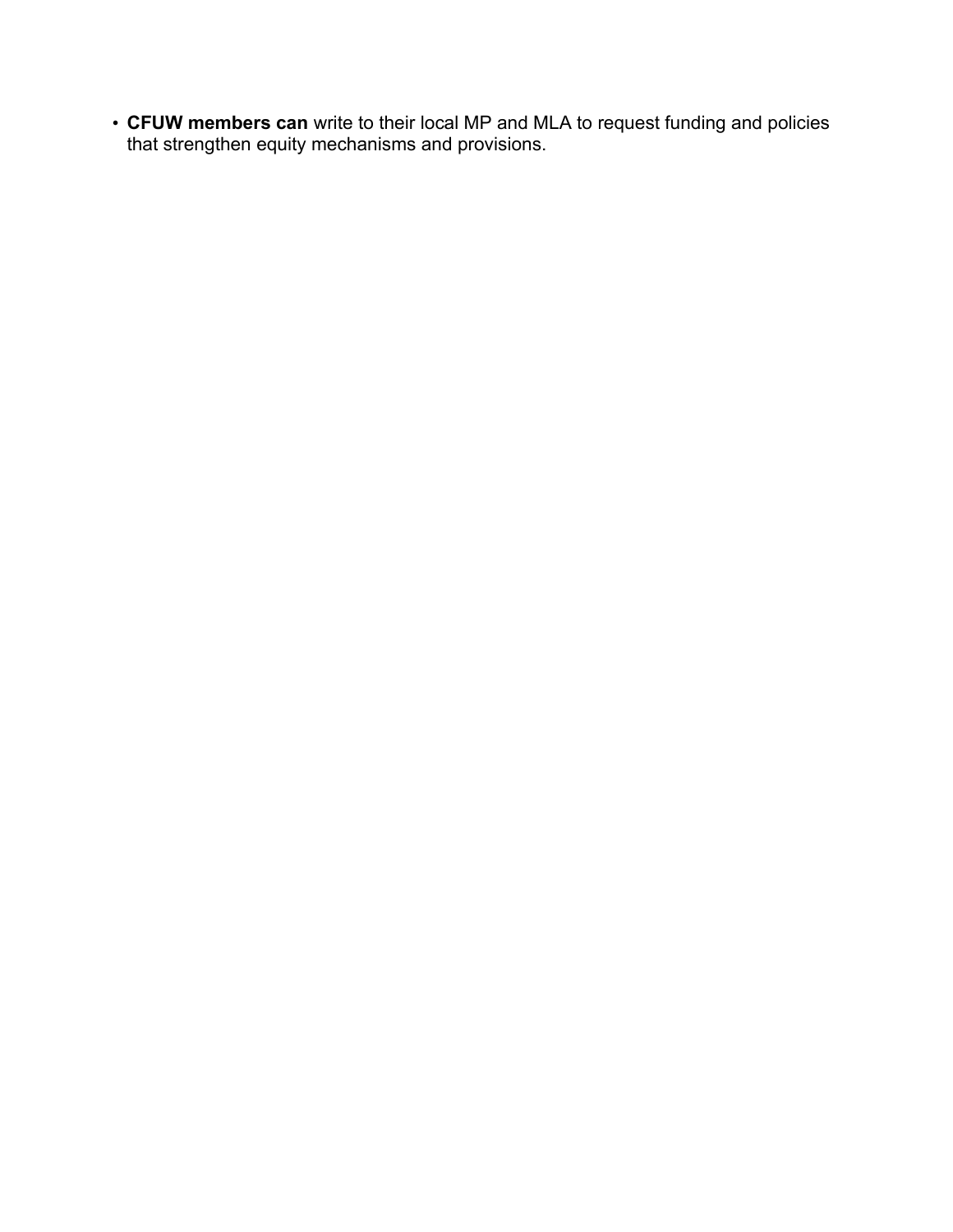- **CFUW members can** write to their local MP and MLA to request funding and policies that strengthen equity mechanisms and provisions.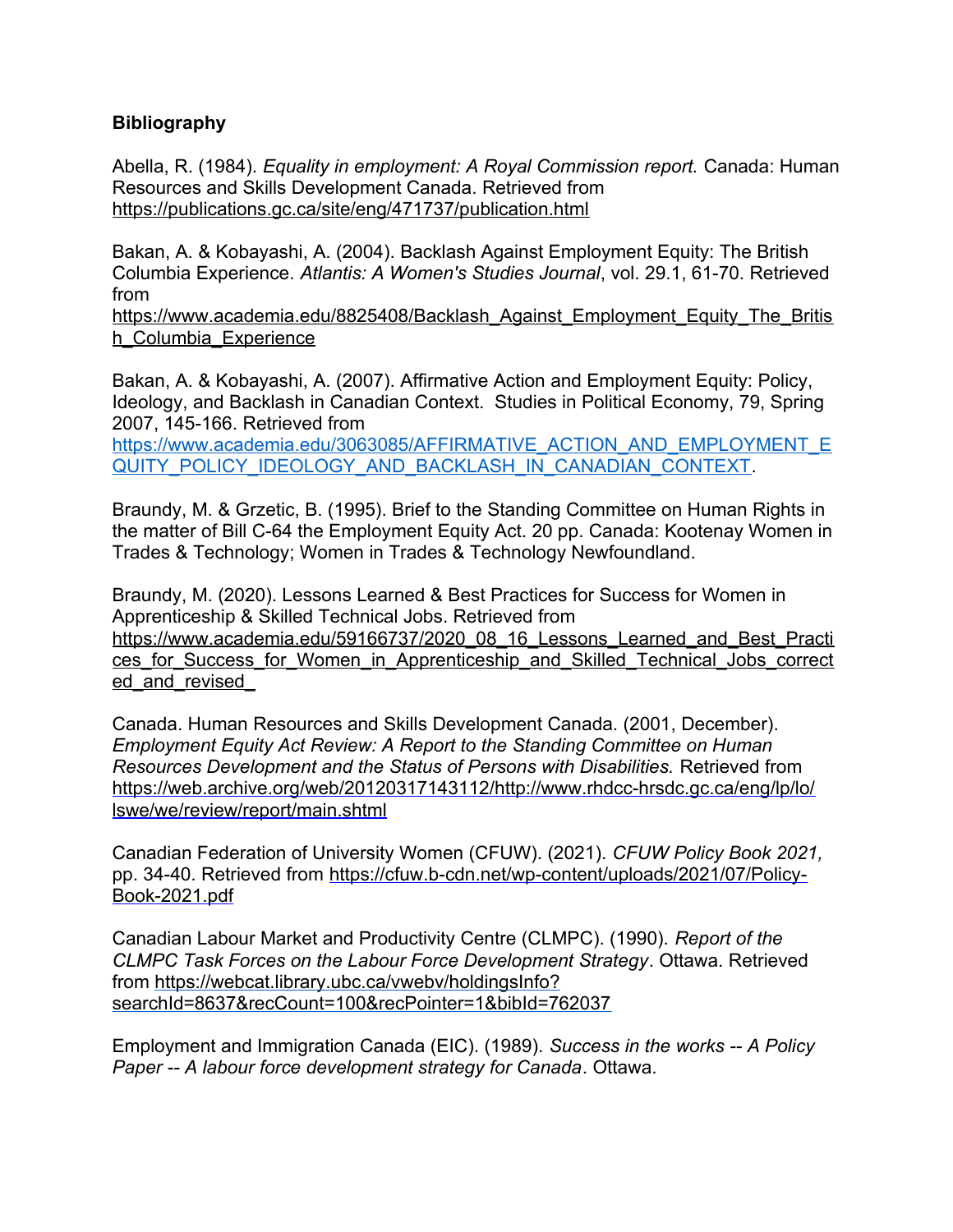**Bibliography**

Abella, R. (1984). *Equality in employment: A Royal Commission report.* Canada: Human Resources and Skills Development Canada. Retrieved from https://publications.gc.ca/site/eng/471737/publication.html

Bakan, A. & Kobayashi, A. (2004). Backlash Against Employment Equity: The British Columbia Experience. *Atlantis: A Women's Studies Journal*, vol. 29.1, 61-70. Retrieved from https://www.academia.edu/8825408/Backlash_Against_Employment_Equity_The_British_Columbia_Experience

Bakan, A. & Kobayashi, A. (2007). Affirmative Action and Employment Equity: Policy, Ideology, and Backlash in Canadian Context. Studies in Political Economy, 79, Spring 2007, 145-166. Retrieved from https://www.academia.edu/3063085/AFFIRMATIVE_ACTION_AND_EMPLOYMENT_EQUITY_POLICY_IDEOLOGY_AND_BACKLASH_IN_CANADIAN_CONTEXT.

Braundy, M. & Grzetic, B. (1995). Brief to the Standing Committee on Human Rights in the matter of Bill C-64 the Employment Equity Act. 20 pp. Canada: Kootenay Women in Trades & Technology; Women in Trades & Technology Newfoundland.

Braundy, M. (2020). Lessons Learned & Best Practices for Success for Women in Apprenticeship & Skilled Technical Jobs. Retrieved from https://www.academia.edu/59166737/2020_08_16_Lessons_Learned_and_Best_Practices_for_Success_for_Women_in_Apprenticeship_and_Skilled_Technical_Jobs_corrected_and_revised_

Canada. Human Resources and Skills Development Canada. (2001, December). *Employment Equity Act Review: A Report to the Standing Committee on Human Resources Development and the Status of Persons with Disabilities.* Retrieved from https://web.archive.org/web/20120317143112/http://www.rhdcc-hrsdc.gc.ca/eng/lp/lo/lswe/we/review/report/main.shtml

Canadian Federation of University Women (CFUW). (2021). *CFUW Policy Book 2021,* pp. 34-40. Retrieved from https://cfuw.b-cdn.net/wp-content/uploads/2021/07/Policy-Book-2021.pdf

Canadian Labour Market and Productivity Centre (CLMPC). (1990). *Report of the CLMPC Task Forces on the Labour Force Development Strategy*. Ottawa. Retrieved from https://webcat.library.ubc.ca/vwebv/holdingsInfo?searchId=8637&recCount=100&recPointer=1&bibId=762037

Employment and Immigration Canada (EIC). (1989). *Success in the works -- A Policy Paper -- A labour force development strategy for Canada*. Ottawa.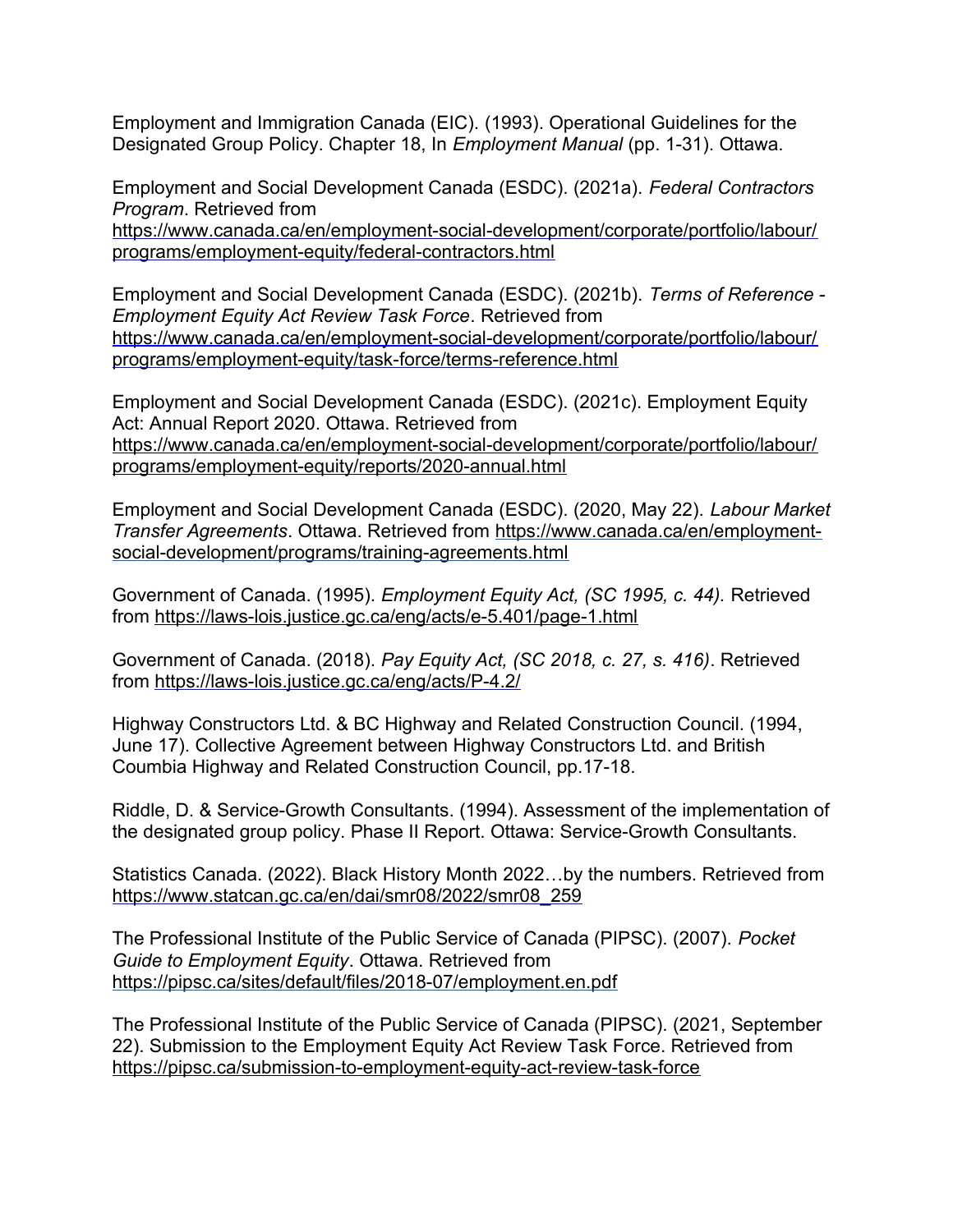Employment and Immigration Canada (EIC). (1993). Operational Guidelines for the Designated Group Policy. Chapter 18, In *Employment Manual* (pp. 1-31). Ottawa.

Employment and Social Development Canada (ESDC). (2021a). *Federal Contractors Program*. Retrieved from https://www.canada.ca/en/employment-social-development/corporate/portfolio/labour/programs/employment-equity/federal-contractors.html

Employment and Social Development Canada (ESDC). (2021b). *Terms of Reference - Employment Equity Act Review Task Force*. Retrieved from https://www.canada.ca/en/employment-social-development/corporate/portfolio/labour/programs/employment-equity/task-force/terms-reference.html

Employment and Social Development Canada (ESDC). (2021c). Employment Equity Act: Annual Report 2020. Ottawa. Retrieved from https://www.canada.ca/en/employment-social-development/corporate/portfolio/labour/programs/employment-equity/reports/2020-annual.html

Employment and Social Development Canada (ESDC). (2020, May 22). *Labour Market Transfer Agreements*. Ottawa. Retrieved from https://www.canada.ca/en/employment-social-development/programs/training-agreements.html

Government of Canada. (1995). *Employment Equity Act, (SC 1995, c. 44).* Retrieved from https://laws-lois.justice.gc.ca/eng/acts/e-5.401/page-1.html

Government of Canada. (2018). *Pay Equity Act, (SC 2018, c. 27, s. 416)*. Retrieved from https://laws-lois.justice.gc.ca/eng/acts/P-4.2/

Highway Constructors Ltd. & BC Highway and Related Construction Council. (1994, June 17). Collective Agreement between Highway Constructors Ltd. and British Coumbia Highway and Related Construction Council, pp.17-18.

Riddle, D. & Service-Growth Consultants. (1994). Assessment of the implementation of the designated group policy. Phase II Report. Ottawa: Service-Growth Consultants.

Statistics Canada. (2022). Black History Month 2022…by the numbers. Retrieved from https://www.statcan.gc.ca/en/dai/smr08/2022/smr08_259

The Professional Institute of the Public Service of Canada (PIPSC). (2007). *Pocket Guide to Employment Equity*. Ottawa. Retrieved from https://pipsc.ca/sites/default/files/2018-07/employment.en.pdf

The Professional Institute of the Public Service of Canada (PIPSC). (2021, September 22). Submission to the Employment Equity Act Review Task Force. Retrieved from https://pipsc.ca/submission-to-employment-equity-act-review-task-force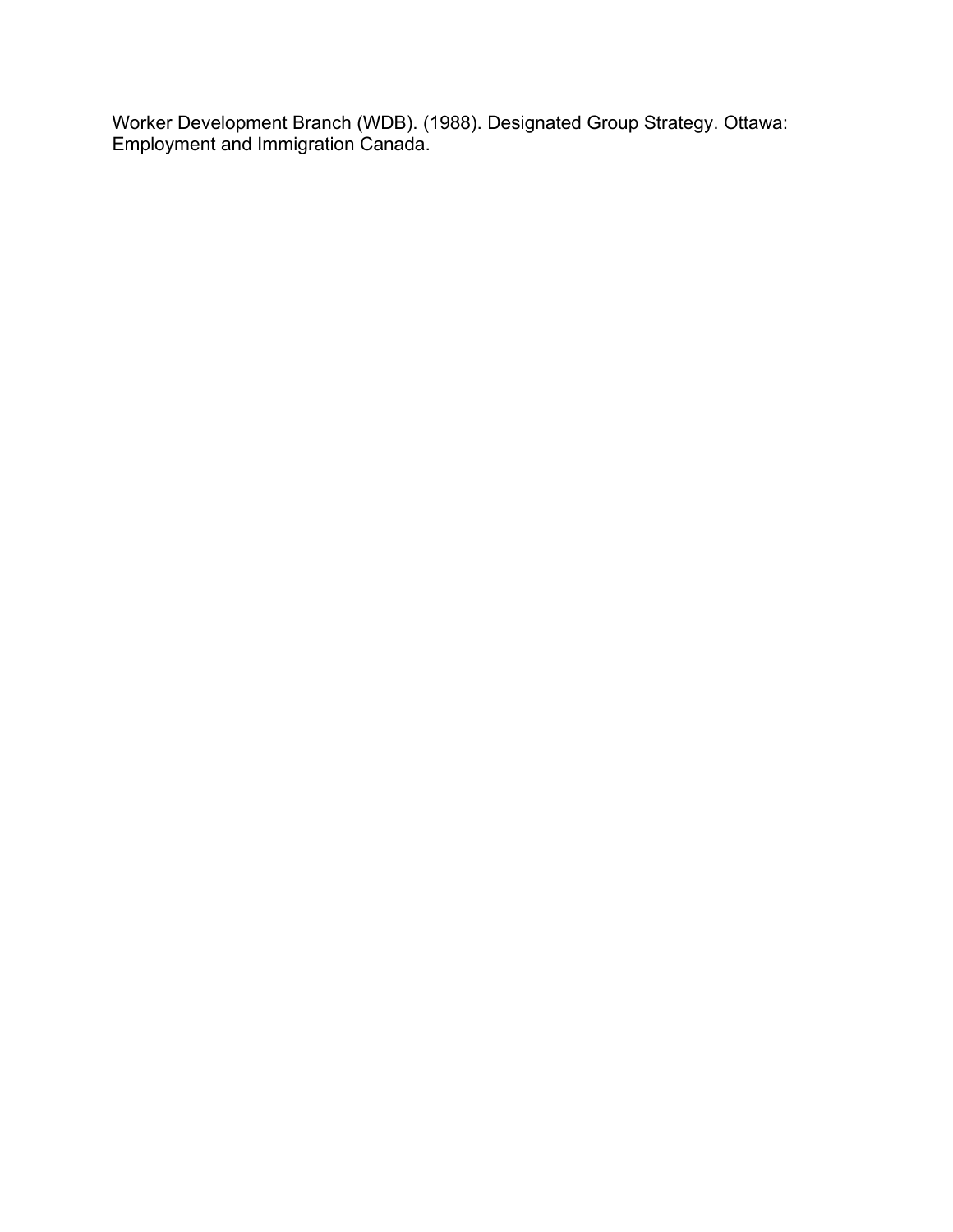Worker Development Branch (WDB). (1988). Designated Group Strategy. Ottawa: Employment and Immigration Canada.